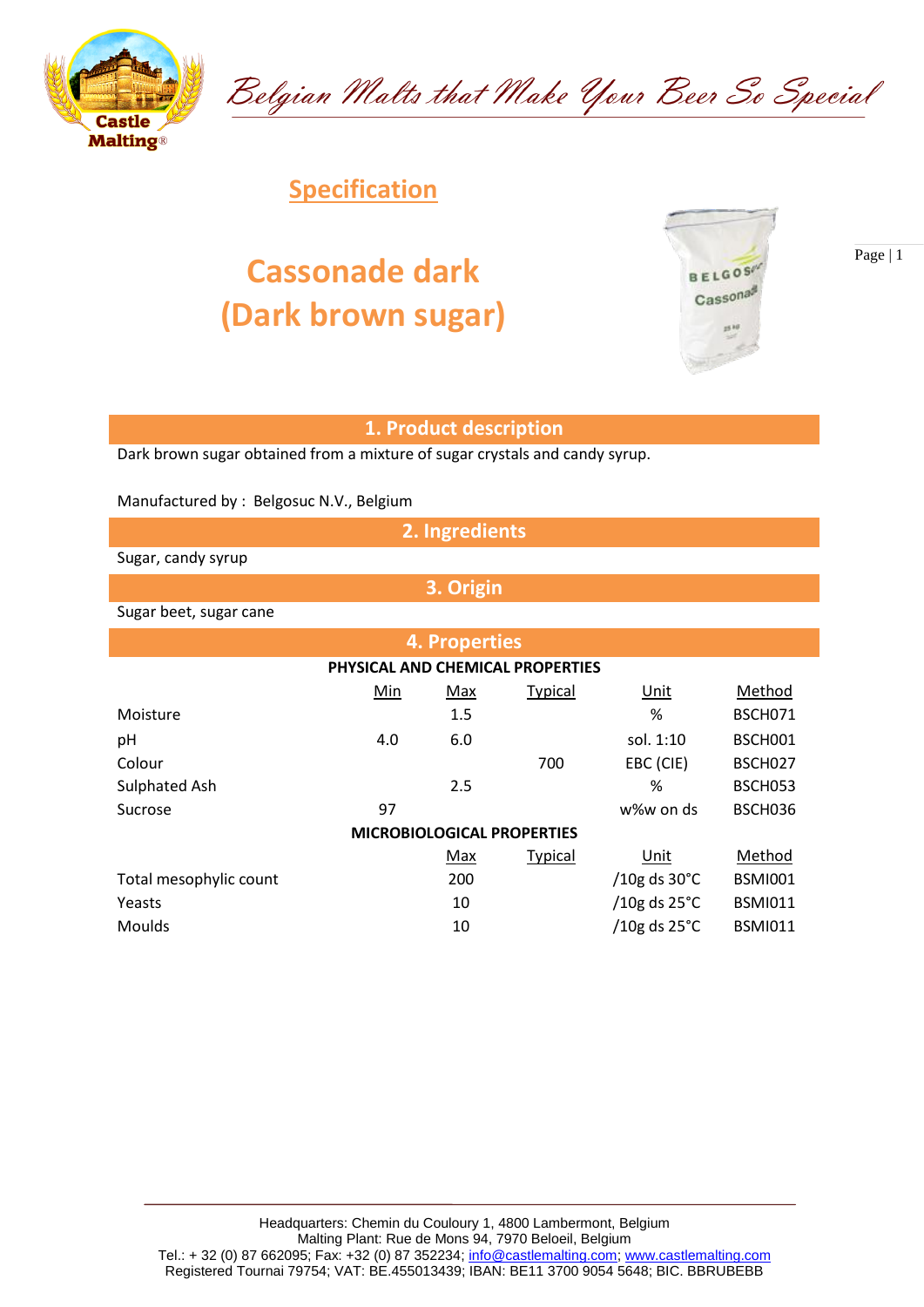Belgian Malts that Make Your Beer So Special

## Specification

# Cassonade dark
# (Dark brown sugar)

## 1. Product description

Dark brown sugar obtained from a mixture of sugar crystals and candy syrup.

Manufactured by : Belgosuc N.V., Belgium

## 2. Ingredients

Sugar, candy syrup

## 3. Origin

Sugar beet, sugar cane

## 4. Properties

**PHYSICAL AND CHEMICAL PROPERTIES**

| | Min | Max | Typical | Unit | Method |
|---|---|---|---|---|---|
| Moisture | | 1.5 | | % | BSCH071 |
| pH | 4.0 | 6.0 | | sol. 1:10 | BSCH001 |
| Colour | | | 700 | EBC (CIE) | BSCH027 |
| Sulphated Ash | | 2.5 | | % | BSCH053 |
| Sucrose | 97 | | | w%w on ds | BSCH036 |

**MICROBIOLOGICAL PROPERTIES**

| | Max | Typical | Unit | Method |
|---|---|---|---|---|
| Total mesophylic count | 200 | | /10g ds 30°C | BSMI001 |
| Yeasts | 10 | | /10g ds 25°C | BSMI011 |
| Moulds | 10 | | /10g ds 25°C | BSMI011 |

Headquarters: Chemin du Couloury 1, 4800 Lambermont, Belgium
Malting Plant: Rue de Mons 94, 7970 Beloeil, Belgium
Tel.: + 32 (0) 87 662095; Fax: +32 (0) 87 352234; info@castlemalting.com; www.castlemalting.com
Registered Tournai 79754; VAT: BE.455013439; IBAN: BE11 3700 9054 5648; BIC. BBRUBEBB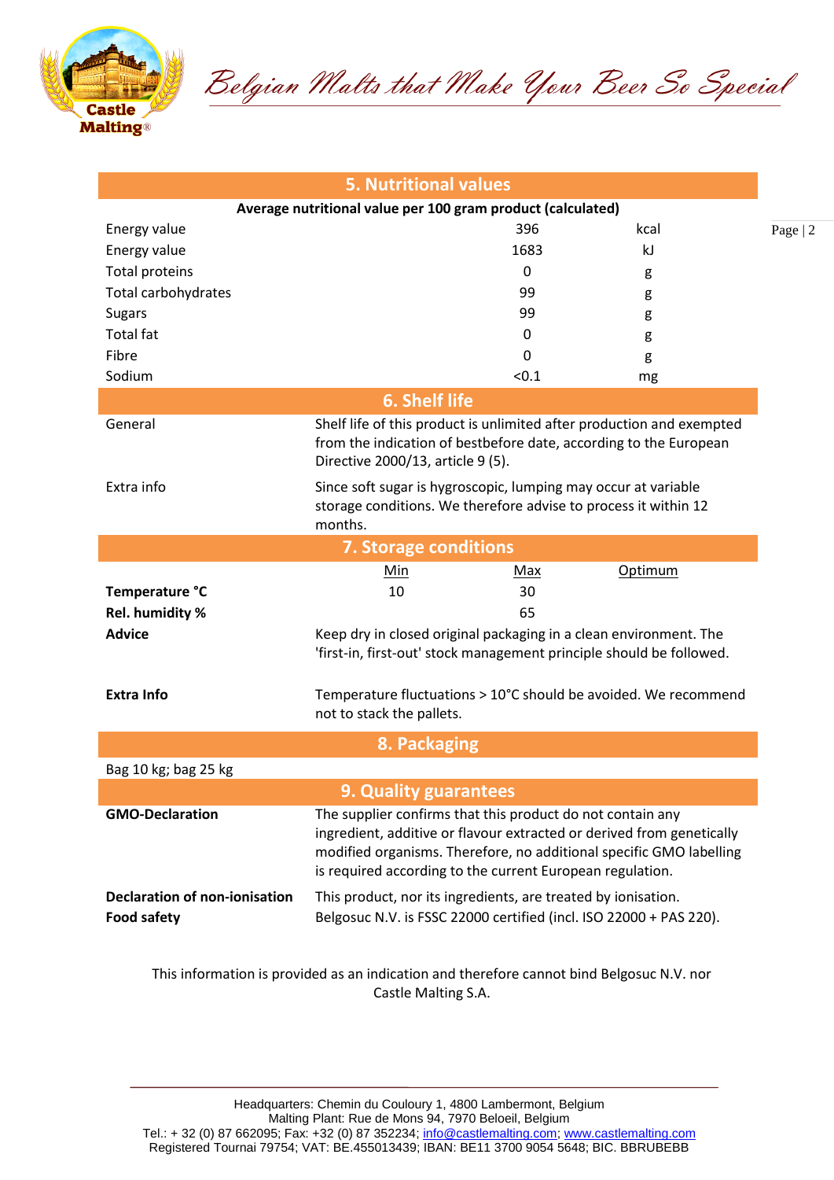## 5. Nutritional values

**Average nutritional value per 100 gram product (calculated)**

| | | |
|---|---|---|
| Energy value | 396 | kcal |
| Energy value | 1683 | kJ |
| Total proteins | 0 | g |
| Total carbohydrates | 99 | g |
| Sugars | 99 | g |
| Total fat | 0 | g |
| Fibre | 0 | g |
| Sodium | <0.1 | mg |

## 6. Shelf life

| | |
|---|---|
| General | Shelf life of this product is unlimited after production and exempted from the indication of bestbefore date, according to the European Directive 2000/13, article 9 (5). |
| Extra info | Since soft sugar is hygroscopic, lumping may occur at variable storage conditions. We therefore advise to process it within 12 months. |

## 7. Storage conditions

| | Min | Max | Optimum |
|---|---|---|---|
| **Temperature °C** | 10 | 30 | |
| **Rel. humidity %** | | 65 | |

**Advice**: Keep dry in closed original packaging in a clean environment. The 'first-in, first-out' stock management principle should be followed.

**Extra Info**: Temperature fluctuations > 10°C should be avoided. We recommend not to stack the pallets.

## 8. Packaging

Bag 10 kg; bag 25 kg

## 9. Quality guarantees

| | |
|---|---|
| **GMO-Declaration** | The supplier confirms that this product do not contain any ingredient, additive or flavour extracted or derived from genetically modified organisms. Therefore, no additional specific GMO labelling is required according to the current European regulation. |
| **Declaration of non-ionisation** | This product, nor its ingredients, are treated by ionisation. |
| **Food safety** | Belgosuc N.V. is FSSC 22000 certified (incl. ISO 22000 + PAS 220). |

This information is provided as an indication and therefore cannot bind Belgosuc N.V. nor Castle Malting S.A.